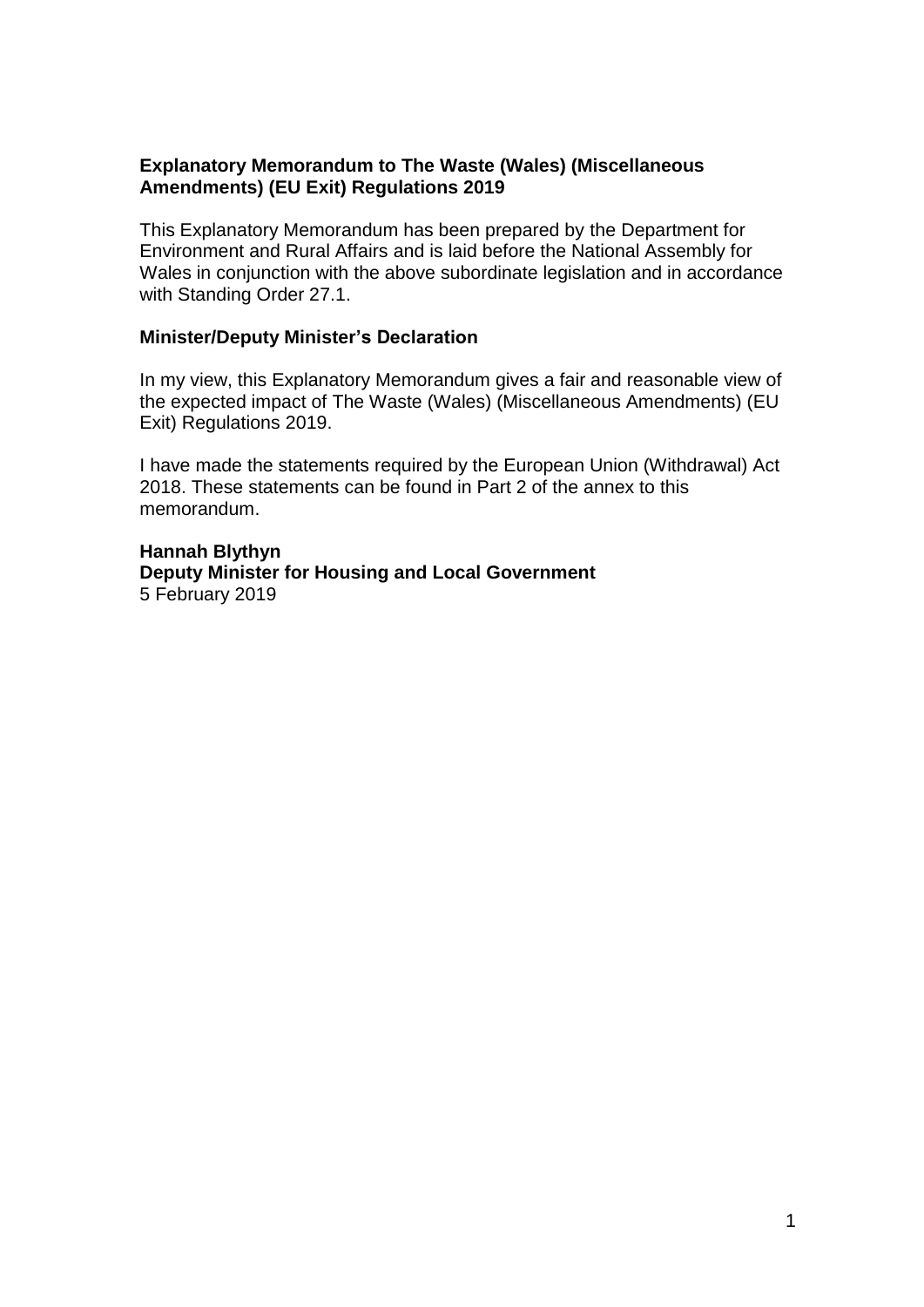**Explanatory Memorandum to The Waste (Wales) (Miscellaneous Amendments) (EU Exit) Regulations 2019**

This Explanatory Memorandum has been prepared by the Department for Environment and Rural Affairs and is laid before the National Assembly for Wales in conjunction with the above subordinate legislation and in accordance with Standing Order 27.1.

**Minister/Deputy Minister's Declaration**

In my view, this Explanatory Memorandum gives a fair and reasonable view of the expected impact of The Waste (Wales) (Miscellaneous Amendments) (EU Exit) Regulations 2019.

I have made the statements required by the European Union (Withdrawal) Act 2018. These statements can be found in Part 2 of the annex to this memorandum.

**Hannah Blythyn**
**Deputy Minister for Housing and Local Government**
5 February 2019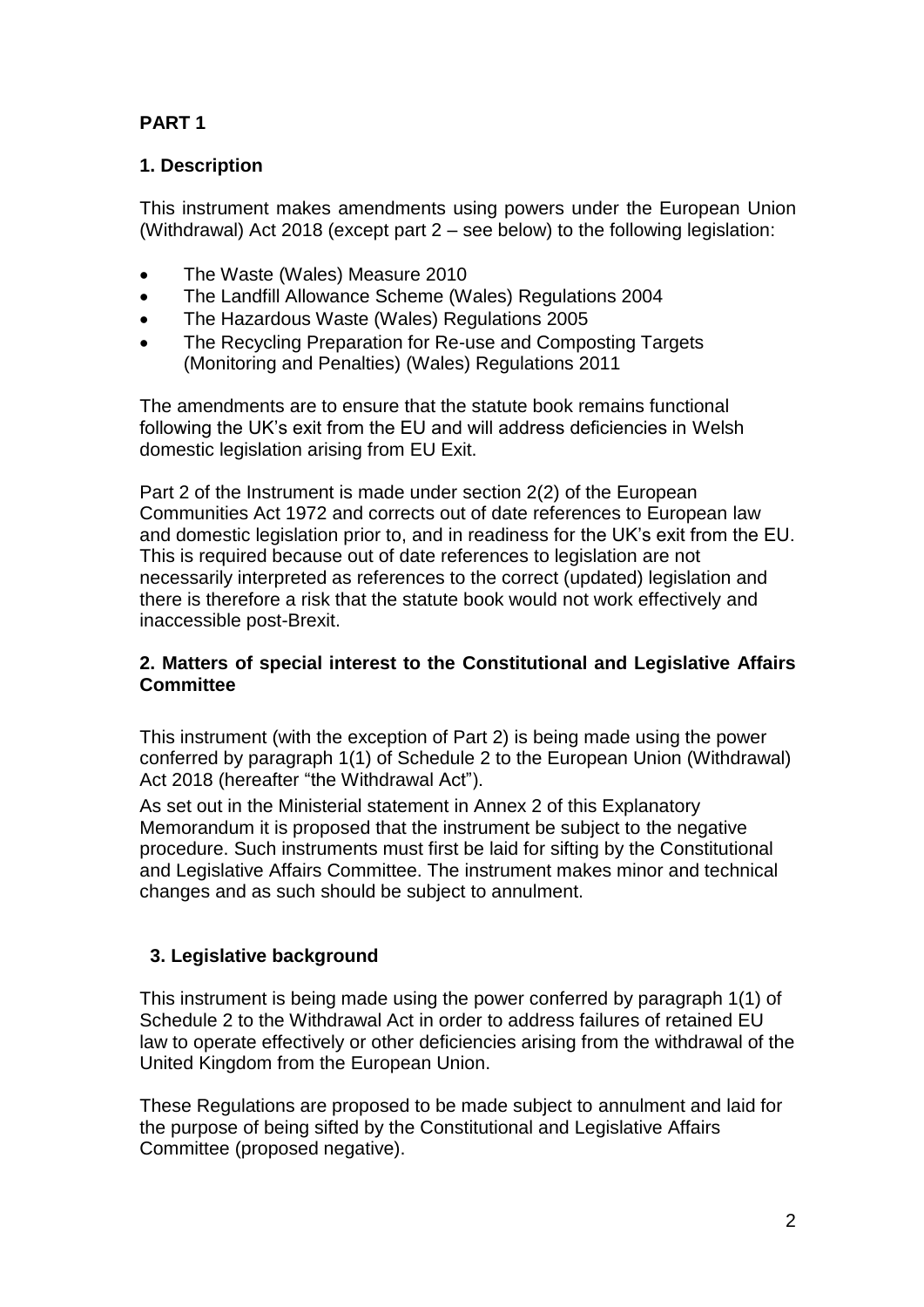## PART 1

### 1. Description

This instrument makes amendments using powers under the European Union (Withdrawal) Act 2018 (except part 2 – see below) to the following legislation:

- The Waste (Wales) Measure 2010
- The Landfill Allowance Scheme (Wales) Regulations 2004
- The Hazardous Waste (Wales) Regulations 2005
- The Recycling Preparation for Re-use and Composting Targets (Monitoring and Penalties) (Wales) Regulations 2011

The amendments are to ensure that the statute book remains functional following the UK's exit from the EU and will address deficiencies in Welsh domestic legislation arising from EU Exit.

Part 2 of the Instrument is made under section 2(2) of the European Communities Act 1972 and corrects out of date references to European law and domestic legislation prior to, and in readiness for the UK's exit from the EU. This is required because out of date references to legislation are not necessarily interpreted as references to the correct (updated) legislation and there is therefore a risk that the statute book would not work effectively and inaccessible post-Brexit.

### 2. Matters of special interest to the Constitutional and Legislative Affairs Committee

This instrument (with the exception of Part 2) is being made using the power conferred by paragraph 1(1) of Schedule 2 to the European Union (Withdrawal) Act 2018 (hereafter "the Withdrawal Act").

As set out in the Ministerial statement in Annex 2 of this Explanatory Memorandum it is proposed that the instrument be subject to the negative procedure. Such instruments must first be laid for sifting by the Constitutional and Legislative Affairs Committee. The instrument makes minor and technical changes and as such should be subject to annulment.

### 3. Legislative background

This instrument is being made using the power conferred by paragraph 1(1) of Schedule 2 to the Withdrawal Act in order to address failures of retained EU law to operate effectively or other deficiencies arising from the withdrawal of the United Kingdom from the European Union.

These Regulations are proposed to be made subject to annulment and laid for the purpose of being sifted by the Constitutional and Legislative Affairs Committee (proposed negative).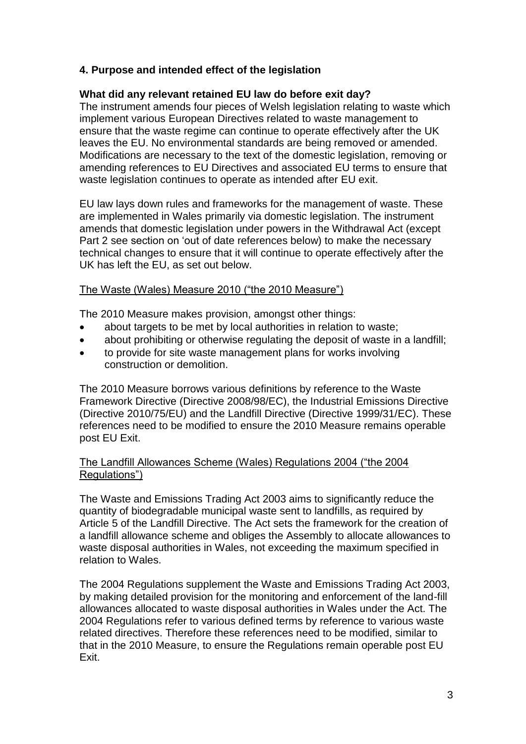## 4. Purpose and intended effect of the legislation

**What did any relevant retained EU law do before exit day?**

The instrument amends four pieces of Welsh legislation relating to waste which implement various European Directives related to waste management to ensure that the waste regime can continue to operate effectively after the UK leaves the EU. No environmental standards are being removed or amended. Modifications are necessary to the text of the domestic legislation, removing or amending references to EU Directives and associated EU terms to ensure that waste legislation continues to operate as intended after EU exit.

EU law lays down rules and frameworks for the management of waste. These are implemented in Wales primarily via domestic legislation. The instrument amends that domestic legislation under powers in the Withdrawal Act (except Part 2 see section on 'out of date references below) to make the necessary technical changes to ensure that it will continue to operate effectively after the UK has left the EU, as set out below.

<u>The Waste (Wales) Measure 2010 ("the 2010 Measure")</u>

The 2010 Measure makes provision, amongst other things:

- about targets to be met by local authorities in relation to waste;
- about prohibiting or otherwise regulating the deposit of waste in a landfill;
- to provide for site waste management plans for works involving construction or demolition.

The 2010 Measure borrows various definitions by reference to the Waste Framework Directive (Directive 2008/98/EC), the Industrial Emissions Directive (Directive 2010/75/EU) and the Landfill Directive (Directive 1999/31/EC). These references need to be modified to ensure the 2010 Measure remains operable post EU Exit.

<u>The Landfill Allowances Scheme (Wales) Regulations 2004 ("the 2004 Regulations")</u>

The Waste and Emissions Trading Act 2003 aims to significantly reduce the quantity of biodegradable municipal waste sent to landfills, as required by Article 5 of the Landfill Directive. The Act sets the framework for the creation of a landfill allowance scheme and obliges the Assembly to allocate allowances to waste disposal authorities in Wales, not exceeding the maximum specified in relation to Wales.

The 2004 Regulations supplement the Waste and Emissions Trading Act 2003, by making detailed provision for the monitoring and enforcement of the land-fill allowances allocated to waste disposal authorities in Wales under the Act. The 2004 Regulations refer to various defined terms by reference to various waste related directives. Therefore these references need to be modified, similar to that in the 2010 Measure, to ensure the Regulations remain operable post EU Exit.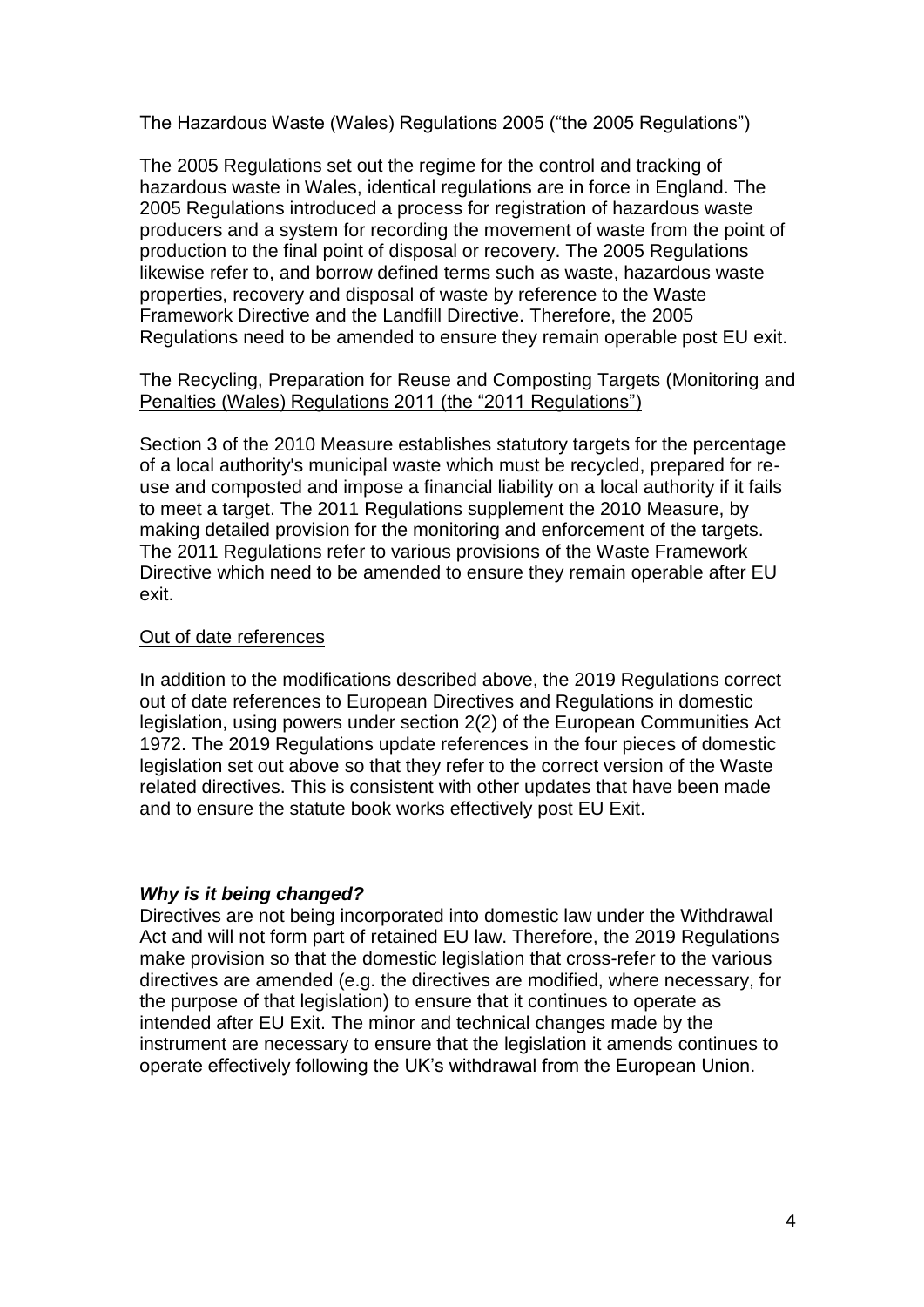<u>The Hazardous Waste (Wales) Regulations 2005 ("the 2005 Regulations")</u>

The 2005 Regulations set out the regime for the control and tracking of hazardous waste in Wales, identical regulations are in force in England. The 2005 Regulations introduced a process for registration of hazardous waste producers and a system for recording the movement of waste from the point of production to the final point of disposal or recovery. The 2005 Regulations likewise refer to, and borrow defined terms such as waste, hazardous waste properties, recovery and disposal of waste by reference to the Waste Framework Directive and the Landfill Directive. Therefore, the 2005 Regulations need to be amended to ensure they remain operable post EU exit.

<u>The Recycling, Preparation for Reuse and Composting Targets (Monitoring and Penalties (Wales) Regulations 2011 (the "2011 Regulations")</u>

Section 3 of the 2010 Measure establishes statutory targets for the percentage of a local authority's municipal waste which must be recycled, prepared for re-use and composted and impose a financial liability on a local authority if it fails to meet a target. The 2011 Regulations supplement the 2010 Measure, by making detailed provision for the monitoring and enforcement of the targets. The 2011 Regulations refer to various provisions of the Waste Framework Directive which need to be amended to ensure they remain operable after EU exit.

<u>Out of date references</u>

In addition to the modifications described above, the 2019 Regulations correct out of date references to European Directives and Regulations in domestic legislation, using powers under section 2(2) of the European Communities Act 1972. The 2019 Regulations update references in the four pieces of domestic legislation set out above so that they refer to the correct version of the Waste related directives. This is consistent with other updates that have been made and to ensure the statute book works effectively post EU Exit.

***Why is it being changed?***

Directives are not being incorporated into domestic law under the Withdrawal Act and will not form part of retained EU law. Therefore, the 2019 Regulations make provision so that the domestic legislation that cross-refer to the various directives are amended (e.g. the directives are modified, where necessary, for the purpose of that legislation) to ensure that it continues to operate as intended after EU Exit. The minor and technical changes made by the instrument are necessary to ensure that the legislation it amends continues to operate effectively following the UK's withdrawal from the European Union.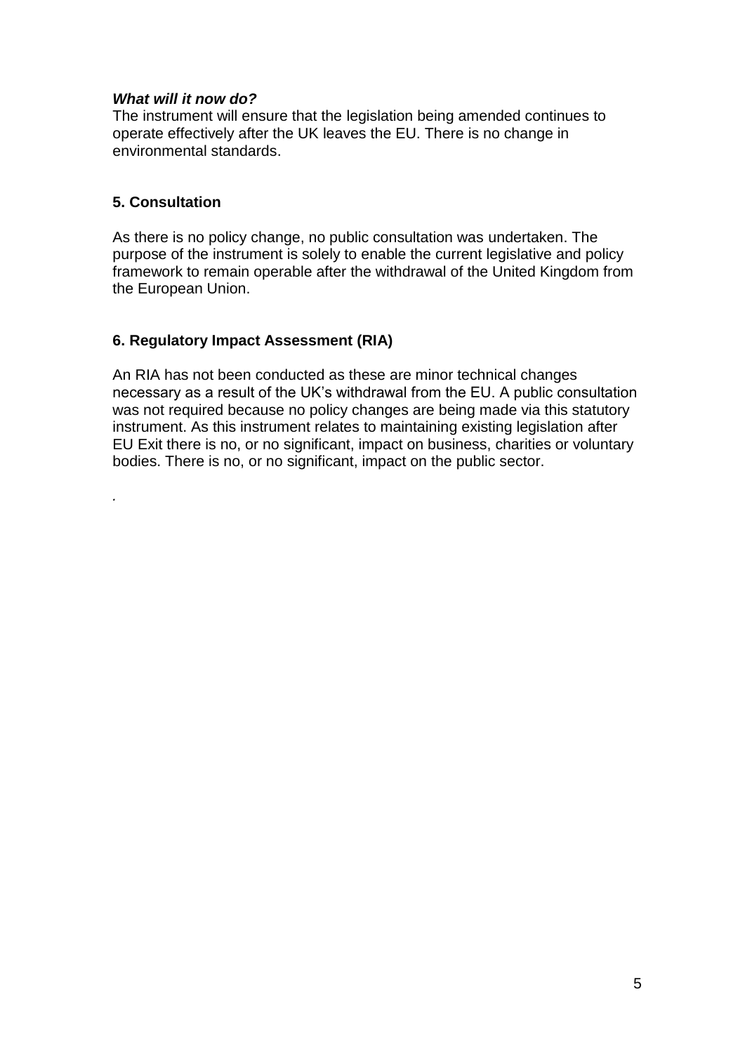***What will it now do?***

The instrument will ensure that the legislation being amended continues to operate effectively after the UK leaves the EU. There is no change in environmental standards.

## 5. Consultation

As there is no policy change, no public consultation was undertaken. The purpose of the instrument is solely to enable the current legislative and policy framework to remain operable after the withdrawal of the United Kingdom from the European Union.

## 6. Regulatory Impact Assessment (RIA)

An RIA has not been conducted as these are minor technical changes necessary as a result of the UK's withdrawal from the EU. A public consultation was not required because no policy changes are being made via this statutory instrument. As this instrument relates to maintaining existing legislation after EU Exit there is no, or no significant, impact on business, charities or voluntary bodies. There is no, or no significant, impact on the public sector.

.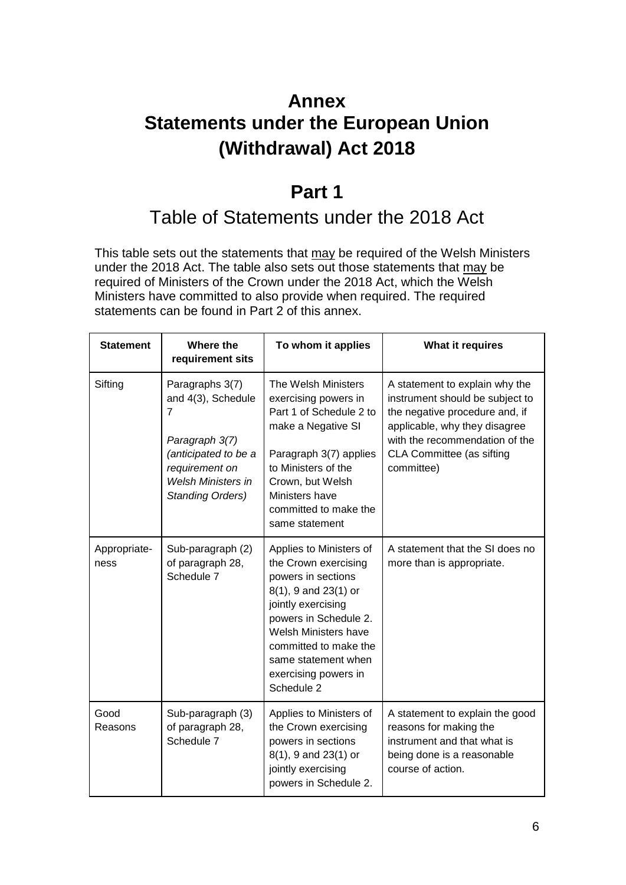# Annex
# Statements under the European Union (Withdrawal) Act 2018

## Part 1

## Table of Statements under the 2018 Act

This table sets out the statements that may be required of the Welsh Ministers under the 2018 Act. The table also sets out those statements that may be required of Ministers of the Crown under the 2018 Act, which the Welsh Ministers have committed to also provide when required. The required statements can be found in Part 2 of this annex.

| Statement | Where the requirement sits | To whom it applies | What it requires |
|---|---|---|---|
| Sifting | Paragraphs 3(7) and 4(3), Schedule 7<br><br>*Paragraph 3(7) (anticipated to be a requirement on Welsh Ministers in Standing Orders)* | The Welsh Ministers exercising powers in Part 1 of Schedule 2 to make a Negative SI<br><br>Paragraph 3(7) applies to Ministers of the Crown, but Welsh Ministers have committed to make the same statement | A statement to explain why the instrument should be subject to the negative procedure and, if applicable, why they disagree with the recommendation of the CLA Committee (as sifting committee) |
| Appropriate-ness | Sub-paragraph (2) of paragraph 28, Schedule 7 | Applies to Ministers of the Crown exercising powers in sections 8(1), 9 and 23(1) or jointly exercising powers in Schedule 2. Welsh Ministers have committed to make the same statement when exercising powers in Schedule 2 | A statement that the SI does no more than is appropriate. |
| Good Reasons | Sub-paragraph (3) of paragraph 28, Schedule 7 | Applies to Ministers of the Crown exercising powers in sections 8(1), 9 and 23(1) or jointly exercising powers in Schedule 2. | A statement to explain the good reasons for making the instrument and that what is being done is a reasonable course of action. |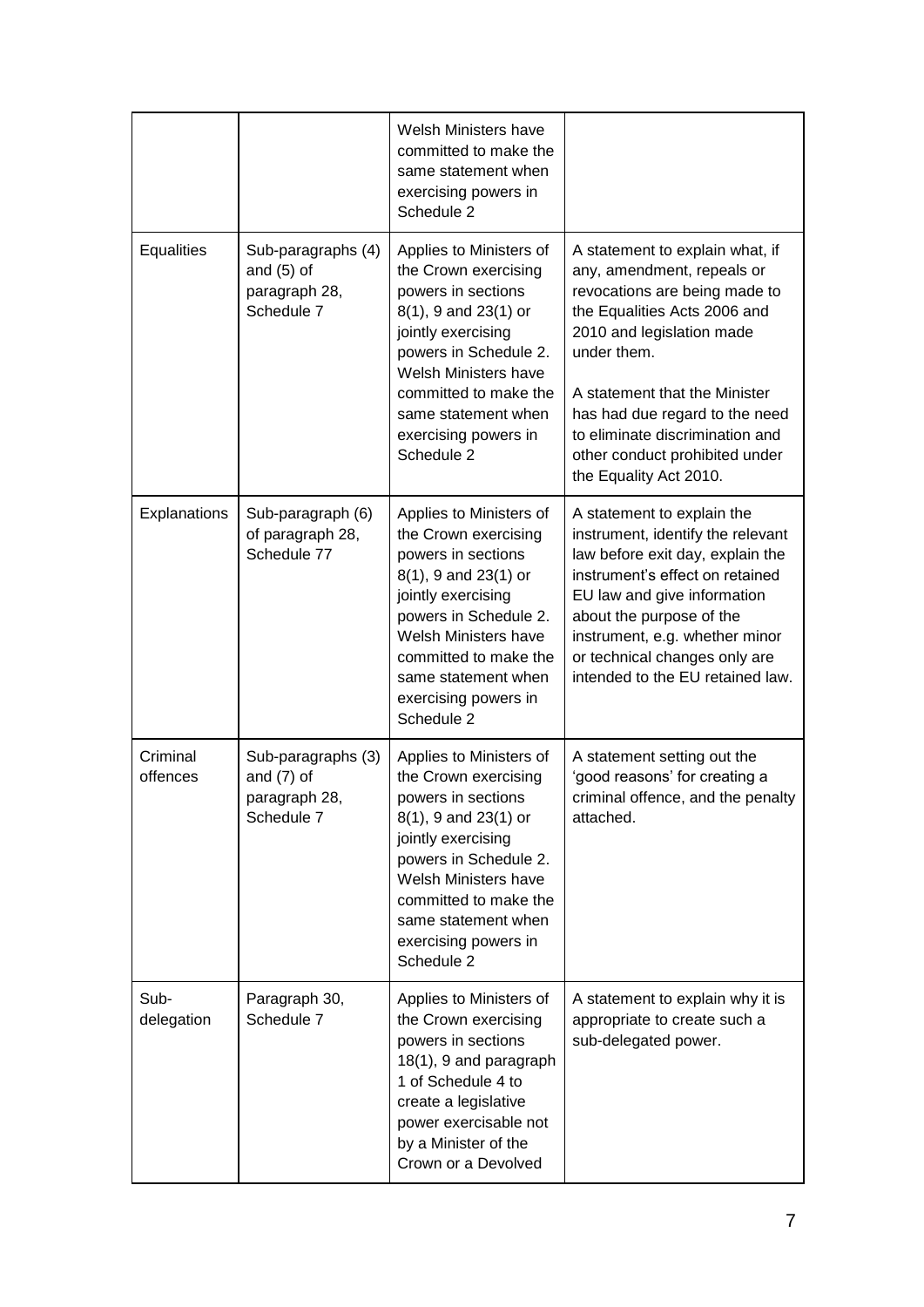| | | Welsh Ministers have committed to make the same statement when exercising powers in Schedule 2 | |
|---|---|---|---|
| Equalities | Sub-paragraphs (4) and (5) of paragraph 28, Schedule 7 | Applies to Ministers of the Crown exercising powers in sections 8(1), 9 and 23(1) or jointly exercising powers in Schedule 2. Welsh Ministers have committed to make the same statement when exercising powers in Schedule 2 | A statement to explain what, if any, amendment, repeals or revocations are being made to the Equalities Acts 2006 and 2010 and legislation made under them.<br><br>A statement that the Minister has had due regard to the need to eliminate discrimination and other conduct prohibited under the Equality Act 2010. |
| Explanations | Sub-paragraph (6) of paragraph 28, Schedule 77 | Applies to Ministers of the Crown exercising powers in sections 8(1), 9 and 23(1) or jointly exercising powers in Schedule 2. Welsh Ministers have committed to make the same statement when exercising powers in Schedule 2 | A statement to explain the instrument, identify the relevant law before exit day, explain the instrument's effect on retained EU law and give information about the purpose of the instrument, e.g. whether minor or technical changes only are intended to the EU retained law. |
| Criminal offences | Sub-paragraphs (3) and (7) of paragraph 28, Schedule 7 | Applies to Ministers of the Crown exercising powers in sections 8(1), 9 and 23(1) or jointly exercising powers in Schedule 2. Welsh Ministers have committed to make the same statement when exercising powers in Schedule 2 | A statement setting out the 'good reasons' for creating a criminal offence, and the penalty attached. |
| Sub-delegation | Paragraph 30, Schedule 7 | Applies to Ministers of the Crown exercising powers in sections 18(1), 9 and paragraph 1 of Schedule 4 to create a legislative power exercisable not by a Minister of the Crown or a Devolved | A statement to explain why it is appropriate to create such a sub-delegated power. |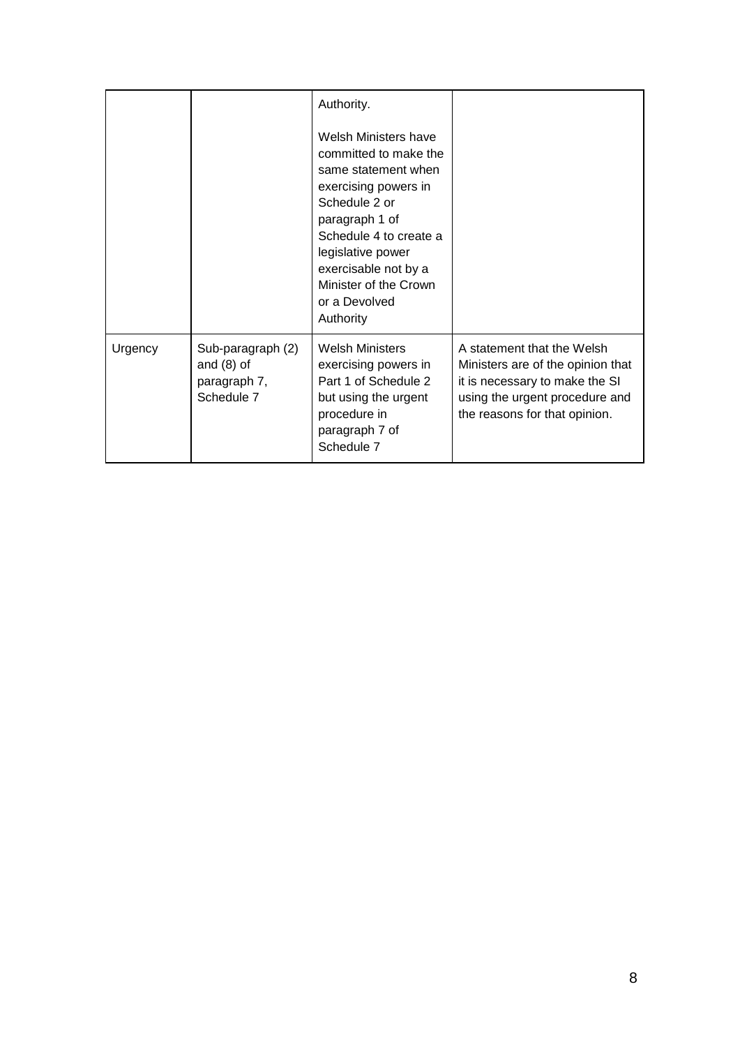| | | | |
|---|---|---|---|
| | | Authority.<br><br>Welsh Ministers have committed to make the same statement when exercising powers in Schedule 2 or paragraph 1 of Schedule 4 to create a legislative power exercisable not by a Minister of the Crown or a Devolved Authority | |
| Urgency | Sub-paragraph (2) and (8) of paragraph 7, Schedule 7 | Welsh Ministers exercising powers in Part 1 of Schedule 2 but using the urgent procedure in paragraph 7 of Schedule 7 | A statement that the Welsh Ministers are of the opinion that it is necessary to make the SI using the urgent procedure and the reasons for that opinion. |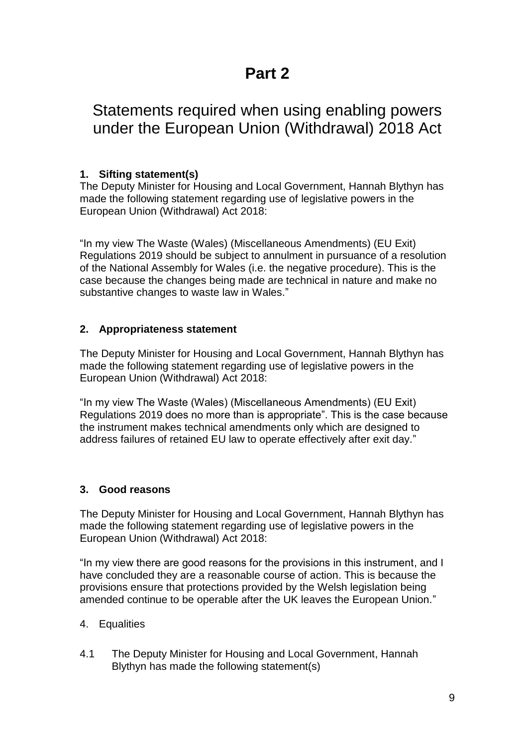# Part 2

## Statements required when using enabling powers under the European Union (Withdrawal) 2018 Act

### 1. Sifting statement(s)

The Deputy Minister for Housing and Local Government, Hannah Blythyn has made the following statement regarding use of legislative powers in the European Union (Withdrawal) Act 2018:

"In my view The Waste (Wales) (Miscellaneous Amendments) (EU Exit) Regulations 2019 should be subject to annulment in pursuance of a resolution of the National Assembly for Wales (i.e. the negative procedure). This is the case because the changes being made are technical in nature and make no substantive changes to waste law in Wales."

### 2. Appropriateness statement

The Deputy Minister for Housing and Local Government, Hannah Blythyn has made the following statement regarding use of legislative powers in the European Union (Withdrawal) Act 2018:

"In my view The Waste (Wales) (Miscellaneous Amendments) (EU Exit) Regulations 2019 does no more than is appropriate". This is the case because the instrument makes technical amendments only which are designed to address failures of retained EU law to operate effectively after exit day."

### 3. Good reasons

The Deputy Minister for Housing and Local Government, Hannah Blythyn has made the following statement regarding use of legislative powers in the European Union (Withdrawal) Act 2018:

"In my view there are good reasons for the provisions in this instrument, and I have concluded they are a reasonable course of action. This is because the provisions ensure that protections provided by the Welsh legislation being amended continue to be operable after the UK leaves the European Union."

4. Equalities

4.1 The Deputy Minister for Housing and Local Government, Hannah Blythyn has made the following statement(s)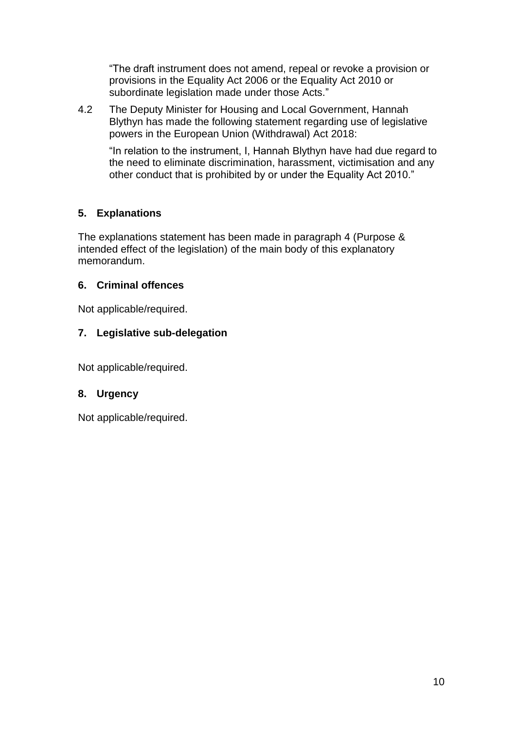"The draft instrument does not amend, repeal or revoke a provision or provisions in the Equality Act 2006 or the Equality Act 2010 or subordinate legislation made under those Acts."

4.2 The Deputy Minister for Housing and Local Government, Hannah Blythyn has made the following statement regarding use of legislative powers in the European Union (Withdrawal) Act 2018:

"In relation to the instrument, I, Hannah Blythyn have had due regard to the need to eliminate discrimination, harassment, victimisation and any other conduct that is prohibited by or under the Equality Act 2010."

## 5. Explanations

The explanations statement has been made in paragraph 4 (Purpose & intended effect of the legislation) of the main body of this explanatory memorandum.

## 6. Criminal offences

Not applicable/required.

## 7. Legislative sub-delegation

Not applicable/required.

## 8. Urgency

Not applicable/required.